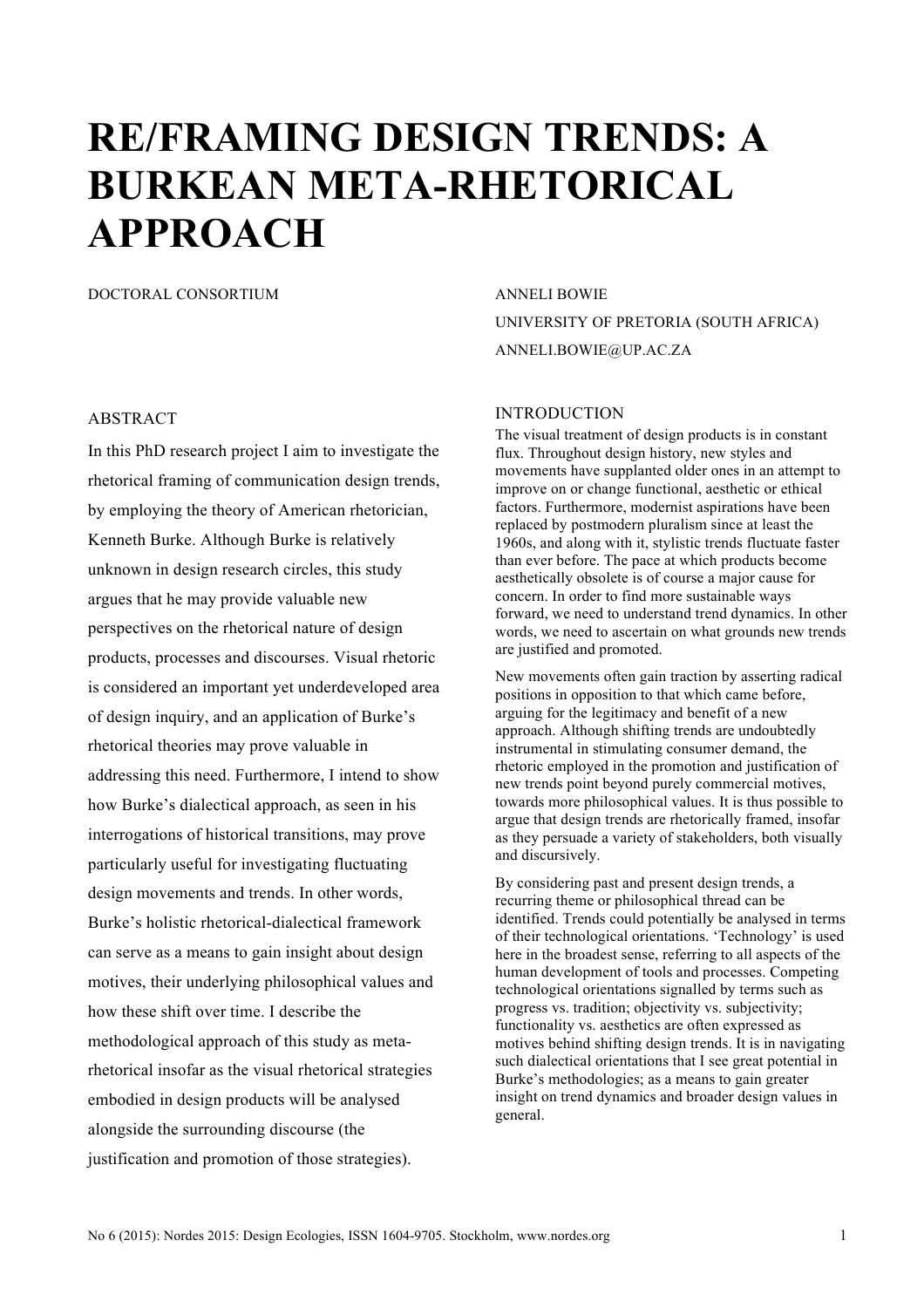# RE/FRAMING DESIGN TRENDS: A BURKEAN META-RHETORICAL APPROACH

DOCTORAL CONSORTIUM

ANNELI BOWIE
UNIVERSITY OF PRETORIA (SOUTH AFRICA)
ANNELI.BOWIE@UP.AC.ZA

## ABSTRACT

In this PhD research project I aim to investigate the rhetorical framing of communication design trends, by employing the theory of American rhetorician, Kenneth Burke. Although Burke is relatively unknown in design research circles, this study argues that he may provide valuable new perspectives on the rhetorical nature of design products, processes and discourses. Visual rhetoric is considered an important yet underdeveloped area of design inquiry, and an application of Burke's rhetorical theories may prove valuable in addressing this need. Furthermore, I intend to show how Burke's dialectical approach, as seen in his interrogations of historical transitions, may prove particularly useful for investigating fluctuating design movements and trends. In other words, Burke's holistic rhetorical-dialectical framework can serve as a means to gain insight about design motives, their underlying philosophical values and how these shift over time. I describe the methodological approach of this study as meta-rhetorical insofar as the visual rhetorical strategies embodied in design products will be analysed alongside the surrounding discourse (the justification and promotion of those strategies).

## INTRODUCTION

The visual treatment of design products is in constant flux. Throughout design history, new styles and movements have supplanted older ones in an attempt to improve on or change functional, aesthetic or ethical factors. Furthermore, modernist aspirations have been replaced by postmodern pluralism since at least the 1960s, and along with it, stylistic trends fluctuate faster than ever before. The pace at which products become aesthetically obsolete is of course a major cause for concern. In order to find more sustainable ways forward, we need to understand trend dynamics. In other words, we need to ascertain on what grounds new trends are justified and promoted.

New movements often gain traction by asserting radical positions in opposition to that which came before, arguing for the legitimacy and benefit of a new approach. Although shifting trends are undoubtedly instrumental in stimulating consumer demand, the rhetoric employed in the promotion and justification of new trends point beyond purely commercial motives, towards more philosophical values. It is thus possible to argue that design trends are rhetorically framed, insofar as they persuade a variety of stakeholders, both visually and discursively.

By considering past and present design trends, a recurring theme or philosophical thread can be identified. Trends could potentially be analysed in terms of their technological orientations. 'Technology' is used here in the broadest sense, referring to all aspects of the human development of tools and processes. Competing technological orientations signalled by terms such as progress vs. tradition; objectivity vs. subjectivity; functionality vs. aesthetics are often expressed as motives behind shifting design trends. It is in navigating such dialectical orientations that I see great potential in Burke's methodologies; as a means to gain greater insight on trend dynamics and broader design values in general.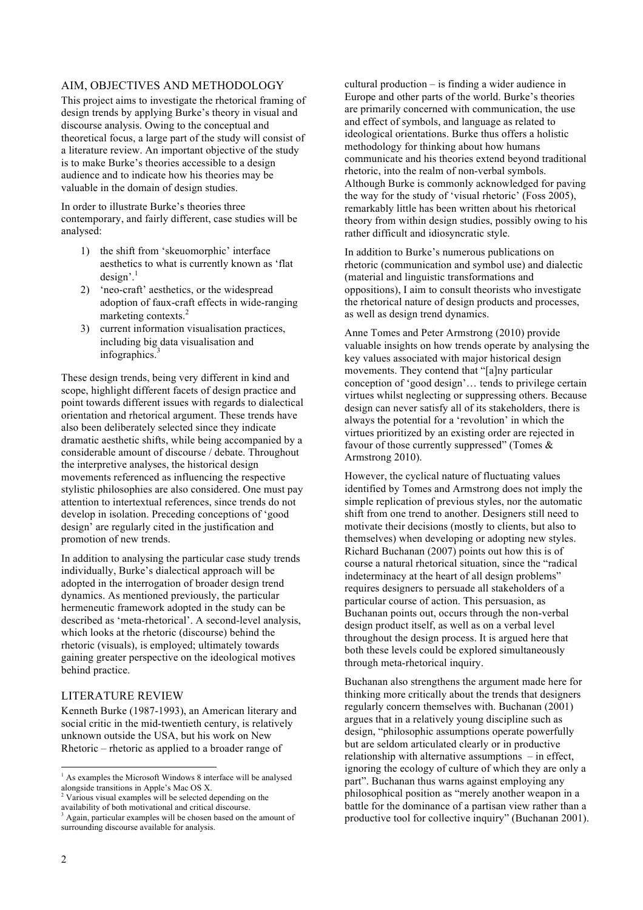## AIM, OBJECTIVES AND METHODOLOGY

This project aims to investigate the rhetorical framing of design trends by applying Burke's theory in visual and discourse analysis. Owing to the conceptual and theoretical focus, a large part of the study will consist of a literature review. An important objective of the study is to make Burke's theories accessible to a design audience and to indicate how his theories may be valuable in the domain of design studies.

In order to illustrate Burke's theories three contemporary, and fairly different, case studies will be analysed:

1) the shift from 'skeuomorphic' interface aesthetics to what is currently known as 'flat design'.[1]
2) 'neo-craft' aesthetics, or the widespread adoption of faux-craft effects in wide-ranging marketing contexts.[2]
3) current information visualisation practices, including big data visualisation and infographics.[3]

These design trends, being very different in kind and scope, highlight different facets of design practice and point towards different issues with regards to dialectical orientation and rhetorical argument. These trends have also been deliberately selected since they indicate dramatic aesthetic shifts, while being accompanied by a considerable amount of discourse / debate. Throughout the interpretive analyses, the historical design movements referenced as influencing the respective stylistic philosophies are also considered. One must pay attention to intertextual references, since trends do not develop in isolation. Preceding conceptions of 'good design' are regularly cited in the justification and promotion of new trends.

In addition to analysing the particular case study trends individually, Burke's dialectical approach will be adopted in the interrogation of broader design trend dynamics. As mentioned previously, the particular hermeneutic framework adopted in the study can be described as 'meta-rhetorical'. A second-level analysis, which looks at the rhetoric (discourse) behind the rhetoric (visuals), is employed; ultimately towards gaining greater perspective on the ideological motives behind practice.

## LITERATURE REVIEW

Kenneth Burke (1987-1993), an American literary and social critic in the mid-twentieth century, is relatively unknown outside the USA, but his work on New Rhetoric – rhetoric as applied to a broader range of cultural production – is finding a wider audience in Europe and other parts of the world. Burke's theories are primarily concerned with communication, the use and effect of symbols, and language as related to ideological orientations. Burke thus offers a holistic methodology for thinking about how humans communicate and his theories extend beyond traditional rhetoric, into the realm of non-verbal symbols. Although Burke is commonly acknowledged for paving the way for the study of 'visual rhetoric' (Foss 2005), remarkably little has been written about his rhetorical theory from within design studies, possibly owing to his rather difficult and idiosyncratic style.

In addition to Burke's numerous publications on rhetoric (communication and symbol use) and dialectic (material and linguistic transformations and oppositions), I aim to consult theorists who investigate the rhetorical nature of design products and processes, as well as design trend dynamics.

Anne Tomes and Peter Armstrong (2010) provide valuable insights on how trends operate by analysing the key values associated with major historical design movements. They contend that "[a]ny particular conception of 'good design'… tends to privilege certain virtues whilst neglecting or suppressing others. Because design can never satisfy all of its stakeholders, there is always the potential for a 'revolution' in which the virtues prioritized by an existing order are rejected in favour of those currently suppressed" (Tomes & Armstrong 2010).

However, the cyclical nature of fluctuating values identified by Tomes and Armstrong does not imply the simple replication of previous styles, nor the automatic shift from one trend to another. Designers still need to motivate their decisions (mostly to clients, but also to themselves) when developing or adopting new styles. Richard Buchanan (2007) points out how this is of course a natural rhetorical situation, since the "radical indeterminacy at the heart of all design problems" requires designers to persuade all stakeholders of a particular course of action. This persuasion, as Buchanan points out, occurs through the non-verbal design product itself, as well as on a verbal level throughout the design process. It is argued here that both these levels could be explored simultaneously through meta-rhetorical inquiry.

Buchanan also strengthens the argument made here for thinking more critically about the trends that designers regularly concern themselves with. Buchanan (2001) argues that in a relatively young discipline such as design, "philosophic assumptions operate powerfully but are seldom articulated clearly or in productive relationship with alternative assumptions – in effect, ignoring the ecology of culture of which they are only a part". Buchanan thus warns against employing any philosophical position as "merely another weapon in a battle for the dominance of a partisan view rather than a productive tool for collective inquiry" (Buchanan 2001).

---

[1] As examples the Microsoft Windows 8 interface will be analysed alongside transitions in Apple's Mac OS X.

[2] Various visual examples will be selected depending on the availability of both motivational and critical discourse.

[3] Again, particular examples will be chosen based on the amount of surrounding discourse available for analysis.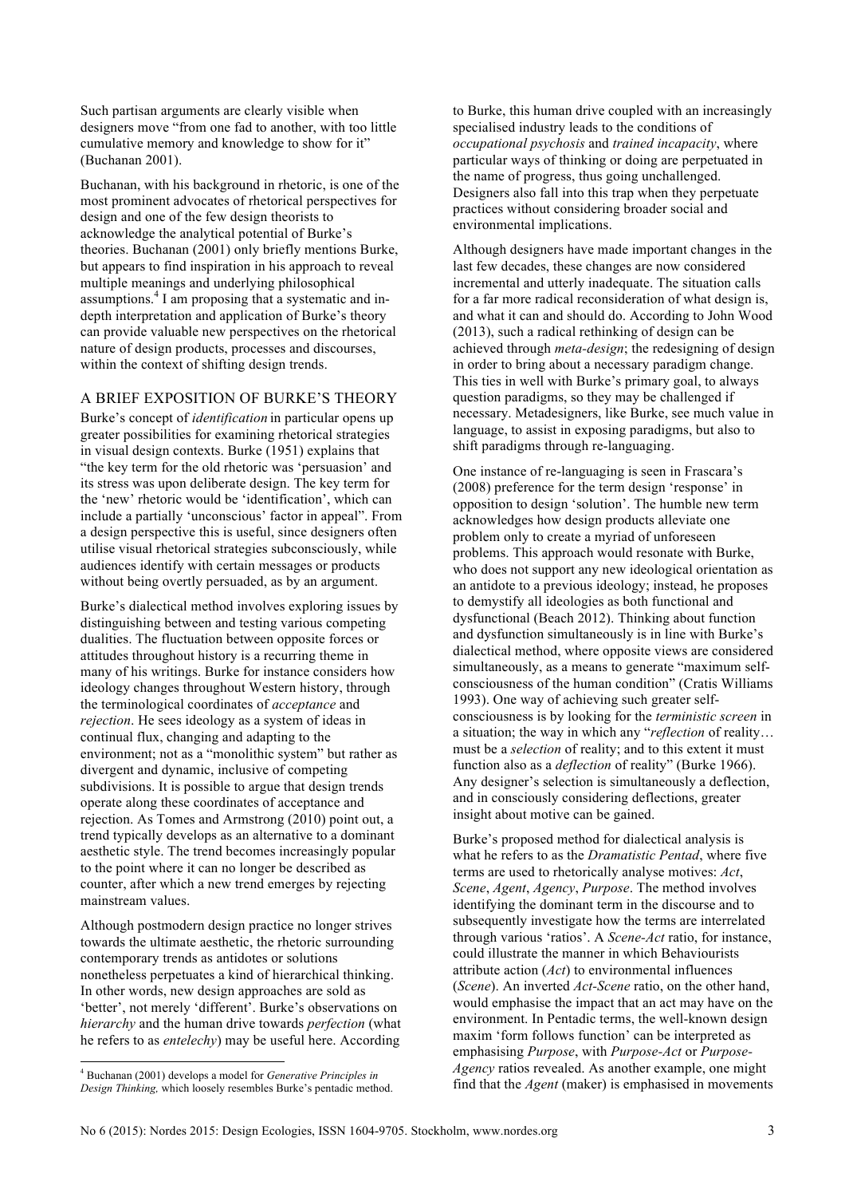Such partisan arguments are clearly visible when designers move "from one fad to another, with too little cumulative memory and knowledge to show for it" (Buchanan 2001).

Buchanan, with his background in rhetoric, is one of the most prominent advocates of rhetorical perspectives for design and one of the few design theorists to acknowledge the analytical potential of Burke's theories. Buchanan (2001) only briefly mentions Burke, but appears to find inspiration in his approach to reveal multiple meanings and underlying philosophical assumptions.[4] I am proposing that a systematic and in-depth interpretation and application of Burke's theory can provide valuable new perspectives on the rhetorical nature of design products, processes and discourses, within the context of shifting design trends.

## A BRIEF EXPOSITION OF BURKE'S THEORY

Burke's concept of *identification* in particular opens up greater possibilities for examining rhetorical strategies in visual design contexts. Burke (1951) explains that "the key term for the old rhetoric was 'persuasion' and its stress was upon deliberate design. The key term for the 'new' rhetoric would be 'identification', which can include a partially 'unconscious' factor in appeal". From a design perspective this is useful, since designers often utilise visual rhetorical strategies subconsciously, while audiences identify with certain messages or products without being overtly persuaded, as by an argument.

Burke's dialectical method involves exploring issues by distinguishing between and testing various competing dualities. The fluctuation between opposite forces or attitudes throughout history is a recurring theme in many of his writings. Burke for instance considers how ideology changes throughout Western history, through the terminological coordinates of *acceptance* and *rejection*. He sees ideology as a system of ideas in continual flux, changing and adapting to the environment; not as a "monolithic system" but rather as divergent and dynamic, inclusive of competing subdivisions. It is possible to argue that design trends operate along these coordinates of acceptance and rejection. As Tomes and Armstrong (2010) point out, a trend typically develops as an alternative to a dominant aesthetic style. The trend becomes increasingly popular to the point where it can no longer be described as counter, after which a new trend emerges by rejecting mainstream values.

Although postmodern design practice no longer strives towards the ultimate aesthetic, the rhetoric surrounding contemporary trends as antidotes or solutions nonetheless perpetuates a kind of hierarchical thinking. In other words, new design approaches are sold as 'better', not merely 'different'. Burke's observations on *hierarchy* and the human drive towards *perfection* (what he refers to as *entelechy*) may be useful here. According to Burke, this human drive coupled with an increasingly specialised industry leads to the conditions of *occupational psychosis* and *trained incapacity*, where particular ways of thinking or doing are perpetuated in the name of progress, thus going unchallenged. Designers also fall into this trap when they perpetuate practices without considering broader social and environmental implications.

Although designers have made important changes in the last few decades, these changes are now considered incremental and utterly inadequate. The situation calls for a far more radical reconsideration of what design is, and what it can and should do. According to John Wood (2013), such a radical rethinking of design can be achieved through *meta-design*; the redesigning of design in order to bring about a necessary paradigm change. This ties in well with Burke's primary goal, to always question paradigms, so they may be challenged if necessary. Metadesigners, like Burke, see much value in language, to assist in exposing paradigms, but also to shift paradigms through re-languaging.

One instance of re-languaging is seen in Frascara's (2008) preference for the term design 'response' in opposition to design 'solution'. The humble new term acknowledges how design products alleviate one problem only to create a myriad of unforeseen problems. This approach would resonate with Burke, who does not support any new ideological orientation as an antidote to a previous ideology; instead, he proposes to demystify all ideologies as both functional and dysfunctional (Beach 2012). Thinking about function and dysfunction simultaneously is in line with Burke's dialectical method, where opposite views are considered simultaneously, as a means to generate "maximum self-consciousness of the human condition" (Cratis Williams 1993). One way of achieving such greater self-consciousness is by looking for the *terministic screen* in a situation; the way in which any "*reflection* of reality… must be a *selection* of reality; and to this extent it must function also as a *deflection* of reality" (Burke 1966). Any designer's selection is simultaneously a deflection, and in consciously considering deflections, greater insight about motive can be gained.

Burke's proposed method for dialectical analysis is what he refers to as the *Dramatistic Pentad*, where five terms are used to rhetorically analyse motives: *Act*, *Scene*, *Agent*, *Agency*, *Purpose*. The method involves identifying the dominant term in the discourse and to subsequently investigate how the terms are interrelated through various 'ratios'. A *Scene-Act* ratio, for instance, could illustrate the manner in which Behaviourists attribute action (*Act*) to environmental influences (*Scene*). An inverted *Act-Scene* ratio, on the other hand, would emphasise the impact that an act may have on the environment. In Pentadic terms, the well-known design maxim 'form follows function' can be interpreted as emphasising *Purpose*, with *Purpose-Act* or *Purpose-Agency* ratios revealed. As another example, one might find that the *Agent* (maker) is emphasised in movements

[4] Buchanan (2001) develops a model for *Generative Principles in Design Thinking,* which loosely resembles Burke's pentadic method.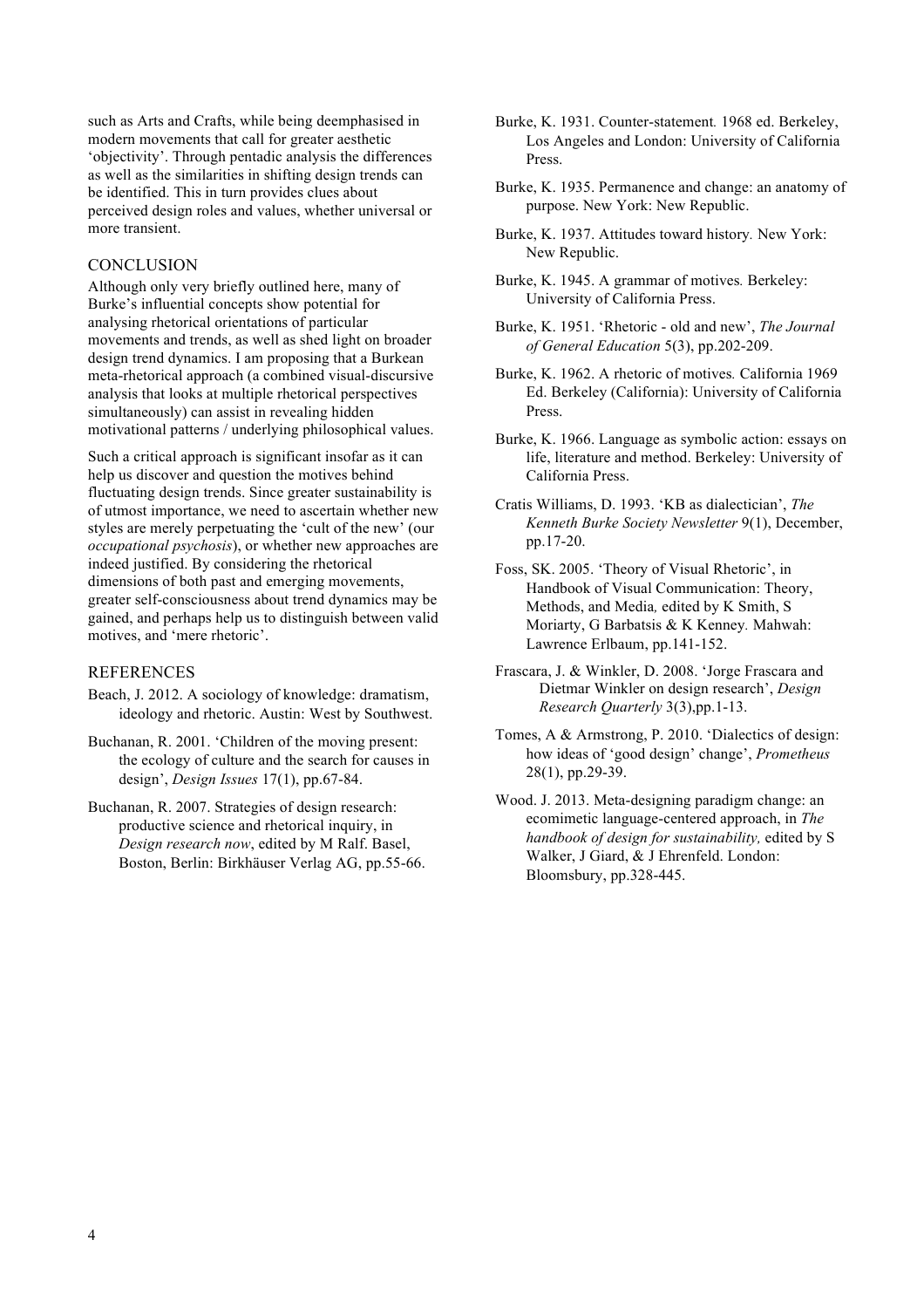such as Arts and Crafts, while being deemphasised in modern movements that call for greater aesthetic 'objectivity'. Through pentadic analysis the differences as well as the similarities in shifting design trends can be identified. This in turn provides clues about perceived design roles and values, whether universal or more transient.

## CONCLUSION

Although only very briefly outlined here, many of Burke's influential concepts show potential for analysing rhetorical orientations of particular movements and trends, as well as shed light on broader design trend dynamics. I am proposing that a Burkean meta-rhetorical approach (a combined visual-discursive analysis that looks at multiple rhetorical perspectives simultaneously) can assist in revealing hidden motivational patterns / underlying philosophical values.

Such a critical approach is significant insofar as it can help us discover and question the motives behind fluctuating design trends. Since greater sustainability is of utmost importance, we need to ascertain whether new styles are merely perpetuating the 'cult of the new' (our *occupational psychosis*), or whether new approaches are indeed justified. By considering the rhetorical dimensions of both past and emerging movements, greater self-consciousness about trend dynamics may be gained, and perhaps help us to distinguish between valid motives, and 'mere rhetoric'.

## REFERENCES

Beach, J. 2012. A sociology of knowledge: dramatism, ideology and rhetoric. Austin: West by Southwest.

Buchanan, R. 2001. 'Children of the moving present: the ecology of culture and the search for causes in design', *Design Issues* 17(1), pp.67-84.

Buchanan, R. 2007. Strategies of design research: productive science and rhetorical inquiry, in *Design research now*, edited by M Ralf. Basel, Boston, Berlin: Birkhäuser Verlag AG, pp.55-66.

Burke, K. 1931. Counter-statement. 1968 ed. Berkeley, Los Angeles and London: University of California Press.

Burke, K. 1935. Permanence and change: an anatomy of purpose. New York: New Republic.

Burke, K. 1937. Attitudes toward history. New York: New Republic.

Burke, K. 1945. A grammar of motives. Berkeley: University of California Press.

Burke, K. 1951. 'Rhetoric - old and new', *The Journal of General Education* 5(3), pp.202-209.

Burke, K. 1962. A rhetoric of motives. California 1969 Ed. Berkeley (California): University of California Press.

Burke, K. 1966. Language as symbolic action: essays on life, literature and method. Berkeley: University of California Press.

Cratis Williams, D. 1993. 'KB as dialectician', *The Kenneth Burke Society Newsletter* 9(1), December, pp.17-20.

Foss, SK. 2005. 'Theory of Visual Rhetoric', in Handbook of Visual Communication: Theory, Methods, and Media, edited by K Smith, S Moriarty, G Barbatsis & K Kenney. Mahwah: Lawrence Erlbaum, pp.141-152.

Frascara, J. & Winkler, D. 2008. 'Jorge Frascara and Dietmar Winkler on design research', *Design Research Quarterly* 3(3),pp.1-13.

Tomes, A & Armstrong, P. 2010. 'Dialectics of design: how ideas of 'good design' change', *Prometheus* 28(1), pp.29-39.

Wood. J. 2013. Meta-designing paradigm change: an ecomimetic language-centered approach, in *The handbook of design for sustainability,* edited by S Walker, J Giard, & J Ehrenfeld. London: Bloomsbury, pp.328-445.